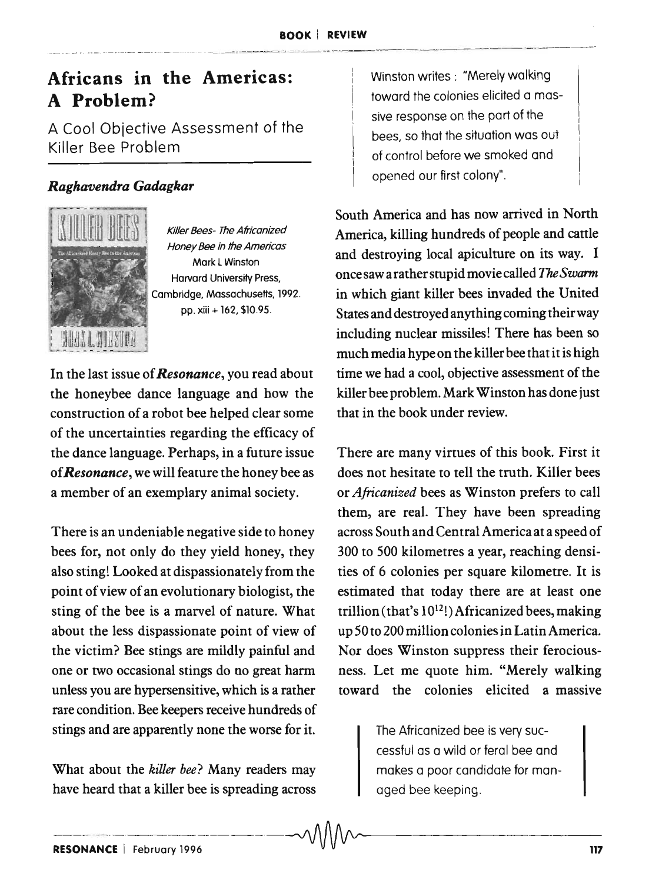# Africans in the Americas: A Problem?

## A Cool Objective Assessment of the Killer Bee Problem

### *Raghavendra Gadagkar*

*Killer Bees- The Africanized Honey Bee in the Americas*
Mark L Winston
Harvard University Press, Cambridge, Massachusetts, 1992.
pp. xiii + 162, $10.95.

In the last issue of ***Resonance***, you read about the honeybee dance language and how the construction of a robot bee helped clear some of the uncertainties regarding the efficacy of the dance language. Perhaps, in a future issue of ***Resonance***, we will feature the honey bee as a member of an exemplary animal society.

There is an undeniable negative side to honey bees for, not only do they yield honey, they also sting! Looked at dispassionately from the point of view of an evolutionary biologist, the sting of the bee is a marvel of nature. What about the less dispassionate point of view of the victim? Bee stings are mildly painful and one or two occasional stings do no great harm unless you are hypersensitive, which is a rather rare condition. Bee keepers receive hundreds of stings and are apparently none the worse for it.

What about the *killer bee*? Many readers may have heard that a killer bee is spreading across South America and has now arrived in North America, killing hundreds of people and cattle and destroying local apiculture on its way. I once saw a rather stupid movie called *The Swarm* in which giant killer bees invaded the United States and destroyed anything coming their way including nuclear missiles! There has been so much media hype on the killer bee that it is high time we had a cool, objective assessment of the killer bee problem. Mark Winston has done just that in the book under review.

> Winston writes : "Merely walking toward the colonies elicited a massive response on the part of the bees, so that the situation was out of control before we smoked and opened our first colony".

There are many virtues of this book. First it does not hesitate to tell the truth. Killer bees or *Africanized* bees as Winston prefers to call them, are real. They have been spreading across South and Central America at a speed of 300 to 500 kilometres a year, reaching densities of 6 colonies per square kilometre. It is estimated that today there are at least one trillion (that's $10^{12}$!) Africanized bees, making up 50 to 200 million colonies in Latin America. Nor does Winston suppress their ferociousness. Let me quote him. "Merely walking toward the colonies elicited a massive

> The Africanized bee is very successful as a wild or feral bee and makes a poor candidate for managed bee keeping.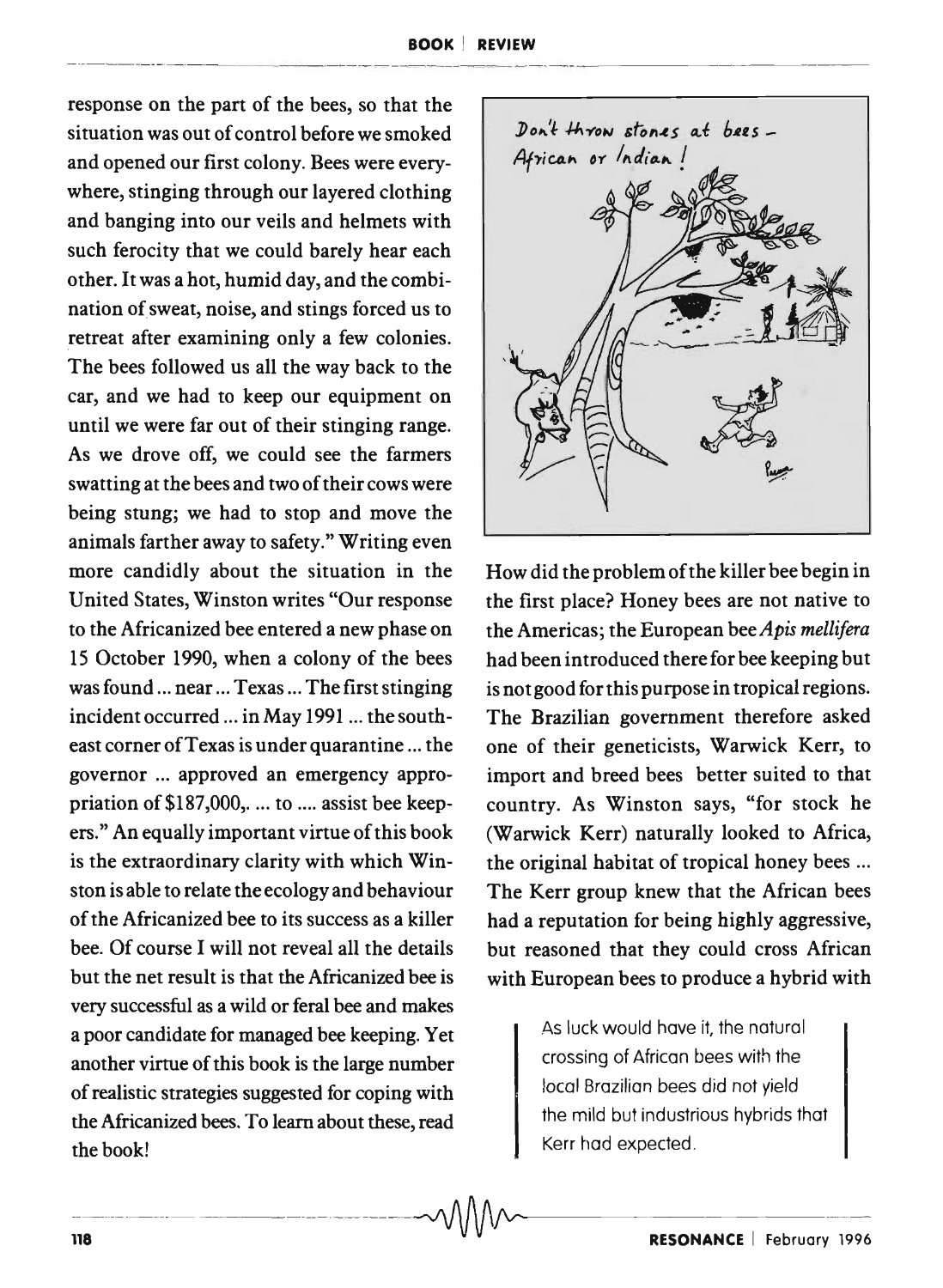response on the part of the bees, so that the situation was out of control before we smoked and opened our first colony. Bees were everywhere, stinging through our layered clothing and banging into our veils and helmets with such ferocity that we could barely hear each other. It was a hot, humid day, and the combination of sweat, noise, and stings forced us to retreat after examining only a few colonies. The bees followed us all the way back to the car, and we had to keep our equipment on until we were far out of their stinging range. As we drove off, we could see the farmers swatting at the bees and two of their cows were being stung; we had to stop and move the animals farther away to safety." Writing even more candidly about the situation in the United States, Winston writes "Our response to the Africanized bee entered a new phase on 15 October 1990, when a colony of the bees was found ... near ... Texas ... The first stinging incident occurred ... in May 1991 ... the south-east corner of Texas is under quarantine ... the governor ... approved an emergency appropriation of $187,000,. ... to .... assist bee keepers." An equally important virtue of this book is the extraordinary clarity with which Winston is able to relate the ecology and behaviour of the Africanized bee to its success as a killer bee. Of course I will not reveal all the details but the net result is that the Africanized bee is very successful as a wild or feral bee and makes a poor candidate for managed bee keeping. Yet another virtue of this book is the large number of realistic strategies suggested for coping with the Africanized bees. To learn about these, read the book!

Don't throw stones at bees – African or Indian!

How did the problem of the killer bee begin in the first place? Honey bees are not native to the Americas; the European bee *Apis mellifera* had been introduced there for bee keeping but is not good for this purpose in tropical regions. The Brazilian government therefore asked one of their geneticists, Warwick Kerr, to import and breed bees better suited to that country. As Winston says, "for stock he (Warwick Kerr) naturally looked to Africa, the original habitat of tropical honey bees ... The Kerr group knew that the African bees had a reputation for being highly aggressive, but reasoned that they could cross African with European bees to produce a hybrid with

> As luck would have it, the natural crossing of African bees with the local Brazilian bees did not yield the mild but industrious hybrids that Kerr had expected.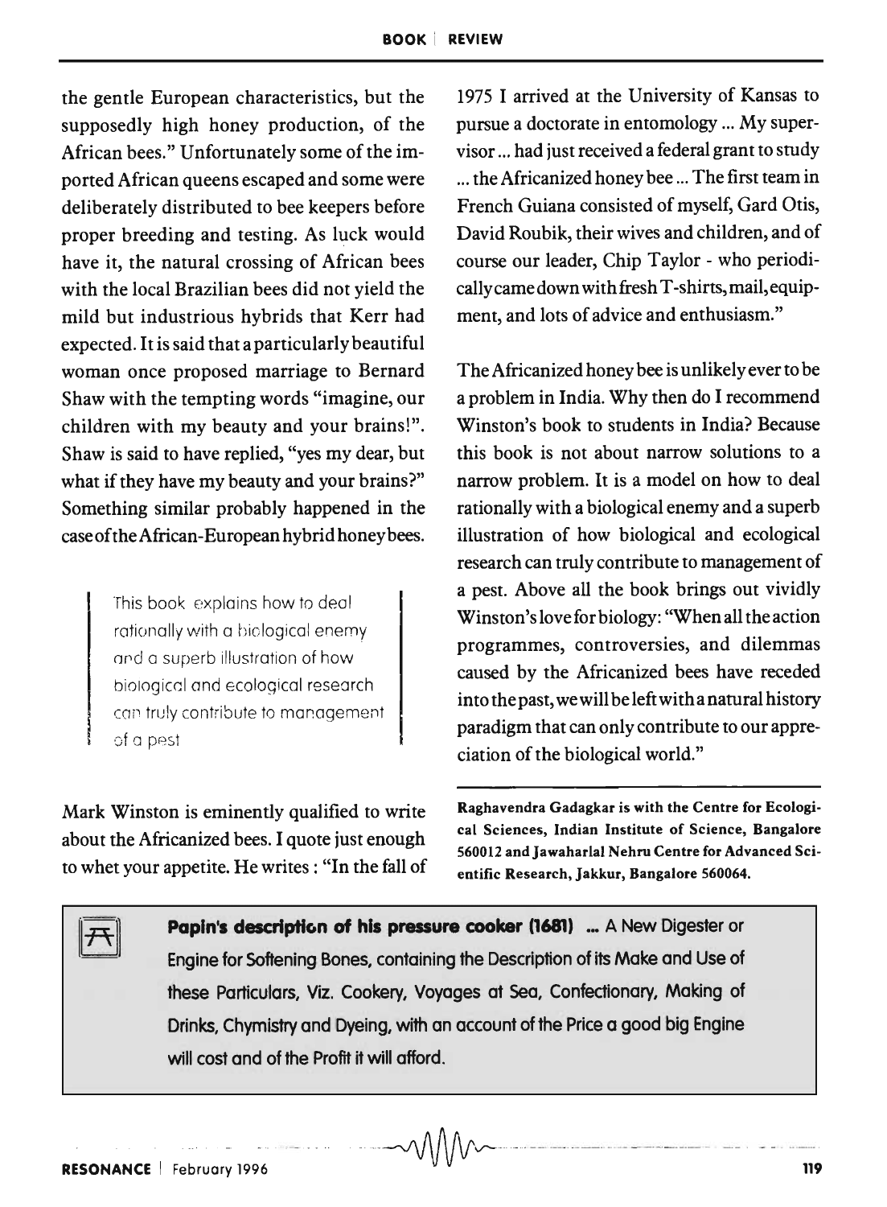the gentle European characteristics, but the supposedly high honey production, of the African bees." Unfortunately some of the imported African queens escaped and some were deliberately distributed to bee keepers before proper breeding and testing. As luck would have it, the natural crossing of African bees with the local Brazilian bees did not yield the mild but industrious hybrids that Kerr had expected. It is said that a particularly beautiful woman once proposed marriage to Bernard Shaw with the tempting words "imagine, our children with my beauty and your brains!". Shaw is said to have replied, "yes my dear, but what if they have my beauty and your brains?" Something similar probably happened in the case of the African-European hybrid honey bees.

> This book explains how to deal rationally with a biological enemy and a superb illustration of how biological and ecological research can truly contribute to management of a pest

Mark Winston is eminently qualified to write about the Africanized bees. I quote just enough to whet your appetite. He writes : "In the fall of 1975 I arrived at the University of Kansas to pursue a doctorate in entomology ... My supervisor ... had just received a federal grant to study ... the Africanized honey bee ... The first team in French Guiana consisted of myself, Gard Otis, David Roubik, their wives and children, and of course our leader, Chip Taylor - who periodically came down with fresh T-shirts, mail, equipment, and lots of advice and enthusiasm."

The Africanized honey bee is unlikely ever to be a problem in India. Why then do I recommend Winston's book to students in India? Because this book is not about narrow solutions to a narrow problem. It is a model on how to deal rationally with a biological enemy and a superb illustration of how biological and ecological research can truly contribute to management of a pest. Above all the book brings out vividly Winston's love for biology: "When all the action programmes, controversies, and dilemmas caused by the Africanized bees have receded into the past, we will be left with a natural history paradigm that can only contribute to our appreciation of the biological world."

**Raghavendra Gadagkar is with the Centre for Ecological Sciences, Indian Institute of Science, Bangalore 560012 and Jawaharlal Nehru Centre for Advanced Scientific Research, Jakkur, Bangalore 560064.**

**Papin's description of his pressure cooker (1681)** ... A New Digester or Engine for Softening Bones, containing the Description of its Make and Use of these Particulars, Viz. Cookery, Voyages at Sea, Confectionary, Making of Drinks, Chymistry and Dyeing, with an account of the Price a good big Engine will cost and of the Profit it will afford.